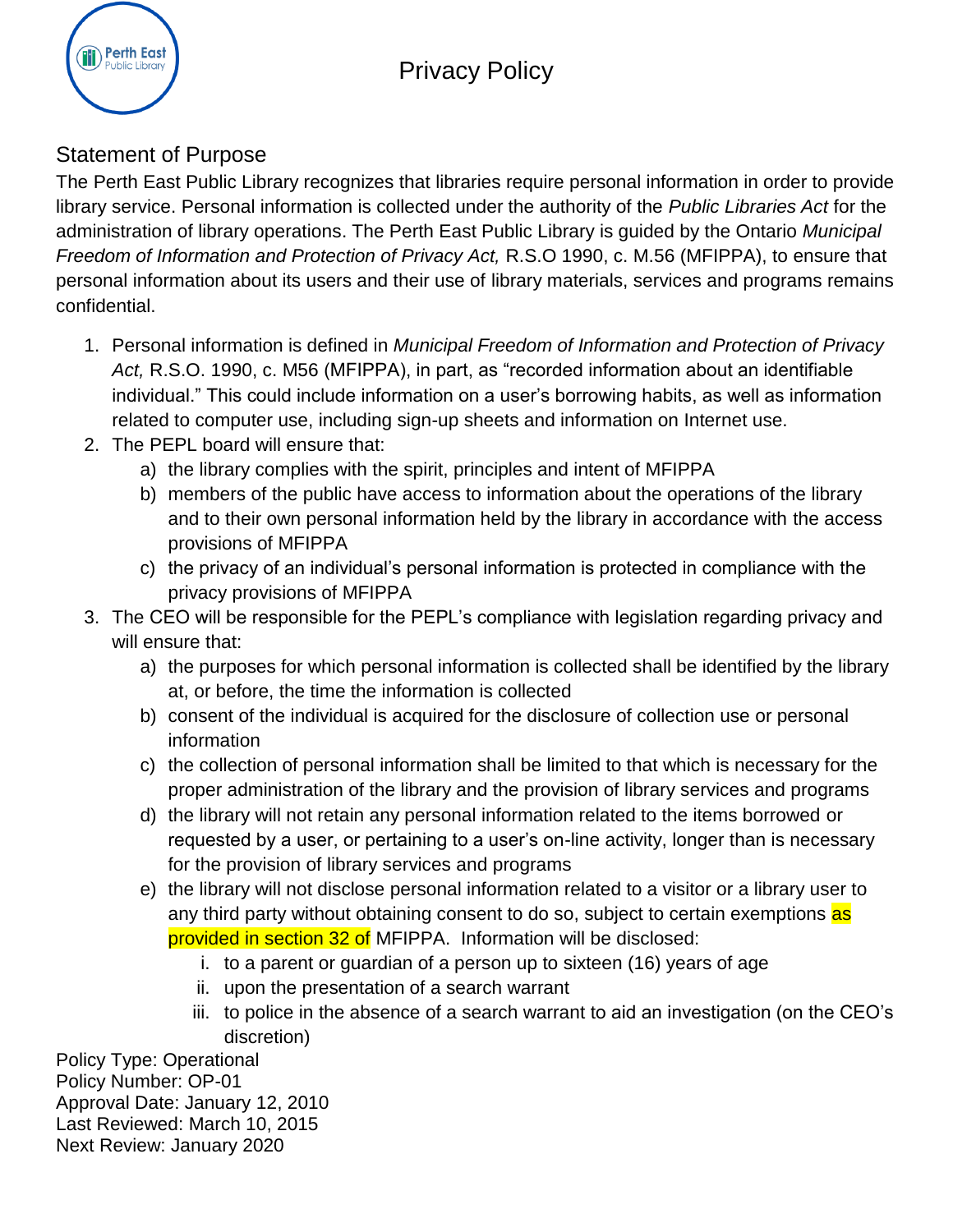# Privacy Policy

## Statement of Purpose

The Perth East Public Library recognizes that libraries require personal information in order to provide library service. Personal information is collected under the authority of the *Public Libraries Act* for the administration of library operations. The Perth East Public Library is guided by the Ontario *Municipal Freedom of Information and Protection of Privacy Act,* R.S.O 1990, c. M.56 (MFIPPA), to ensure that personal information about its users and their use of library materials, services and programs remains confidential.

1. Personal information is defined in *Municipal Freedom of Information and Protection of Privacy Act,* R.S.O. 1990, c. M56 (MFIPPA), in part, as "recorded information about an identifiable individual." This could include information on a user's borrowing habits, as well as information related to computer use, including sign-up sheets and information on Internet use.
2. The PEPL board will ensure that:
   a) the library complies with the spirit, principles and intent of MFIPPA
   b) members of the public have access to information about the operations of the library and to their own personal information held by the library in accordance with the access provisions of MFIPPA
   c) the privacy of an individual's personal information is protected in compliance with the privacy provisions of MFIPPA
3. The CEO will be responsible for the PEPL's compliance with legislation regarding privacy and will ensure that:
   a) the purposes for which personal information is collected shall be identified by the library at, or before, the time the information is collected
   b) consent of the individual is acquired for the disclosure of collection use or personal information
   c) the collection of personal information shall be limited to that which is necessary for the proper administration of the library and the provision of library services and programs
   d) the library will not retain any personal information related to the items borrowed or requested by a user, or pertaining to a user's on-line activity, longer than is necessary for the provision of library services and programs
   e) the library will not disclose personal information related to a visitor or a library user to any third party without obtaining consent to do so, subject to certain exemptions as provided in section 32 of MFIPPA. Information will be disclosed:
      i. to a parent or guardian of a person up to sixteen (16) years of age
      ii. upon the presentation of a search warrant
      iii. to police in the absence of a search warrant to aid an investigation (on the CEO's discretion)

Policy Type: Operational
Policy Number: OP-01
Approval Date: January 12, 2010
Last Reviewed: March 10, 2015
Next Review: January 2020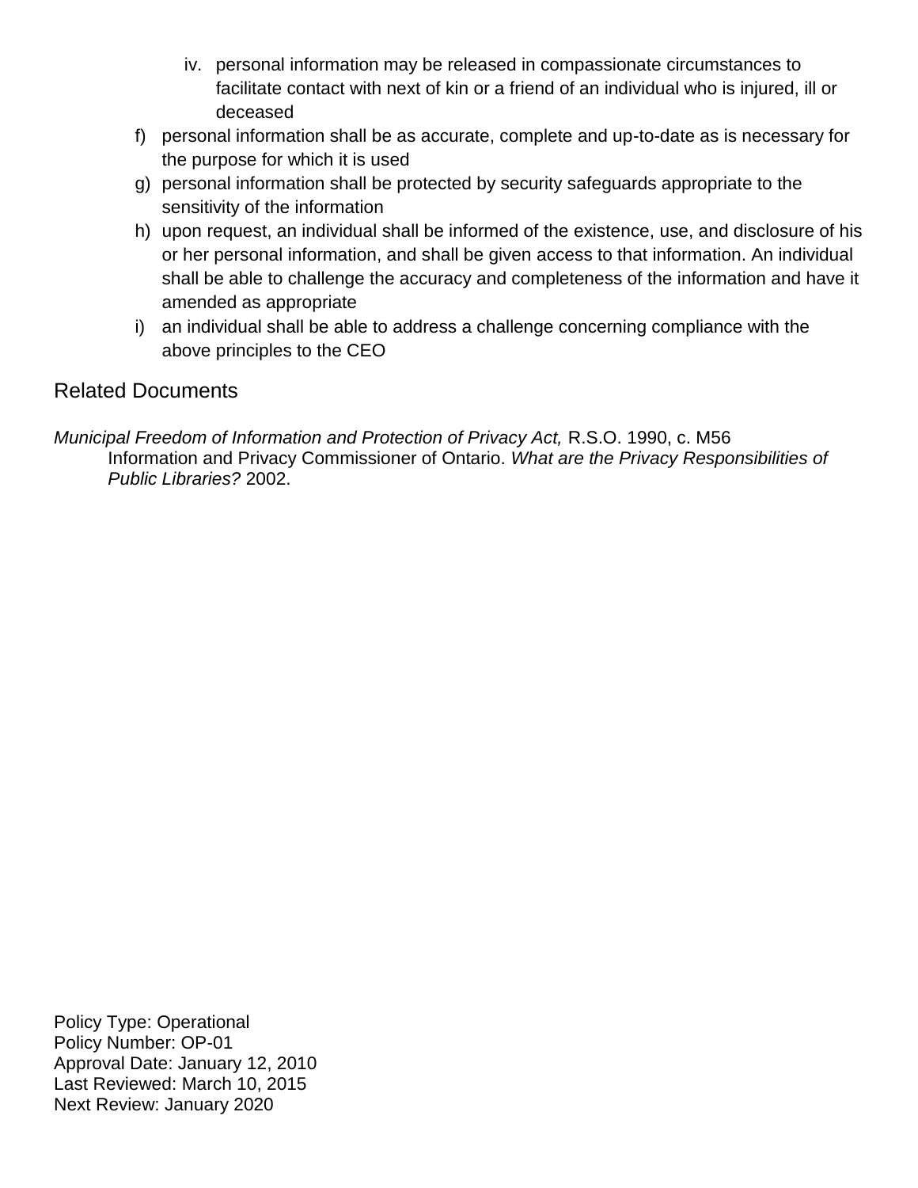iv. personal information may be released in compassionate circumstances to facilitate contact with next of kin or a friend of an individual who is injured, ill or deceased

f) personal information shall be as accurate, complete and up-to-date as is necessary for the purpose for which it is used
g) personal information shall be protected by security safeguards appropriate to the sensitivity of the information
h) upon request, an individual shall be informed of the existence, use, and disclosure of his or her personal information, and shall be given access to that information. An individual shall be able to challenge the accuracy and completeness of the information and have it amended as appropriate
i) an individual shall be able to address a challenge concerning compliance with the above principles to the CEO

## Related Documents

*Municipal Freedom of Information and Protection of Privacy Act,* R.S.O. 1990, c. M56

Information and Privacy Commissioner of Ontario. *What are the Privacy Responsibilities of Public Libraries?* 2002.

Policy Type: Operational
Policy Number: OP-01
Approval Date: January 12, 2010
Last Reviewed: March 10, 2015
Next Review: January 2020